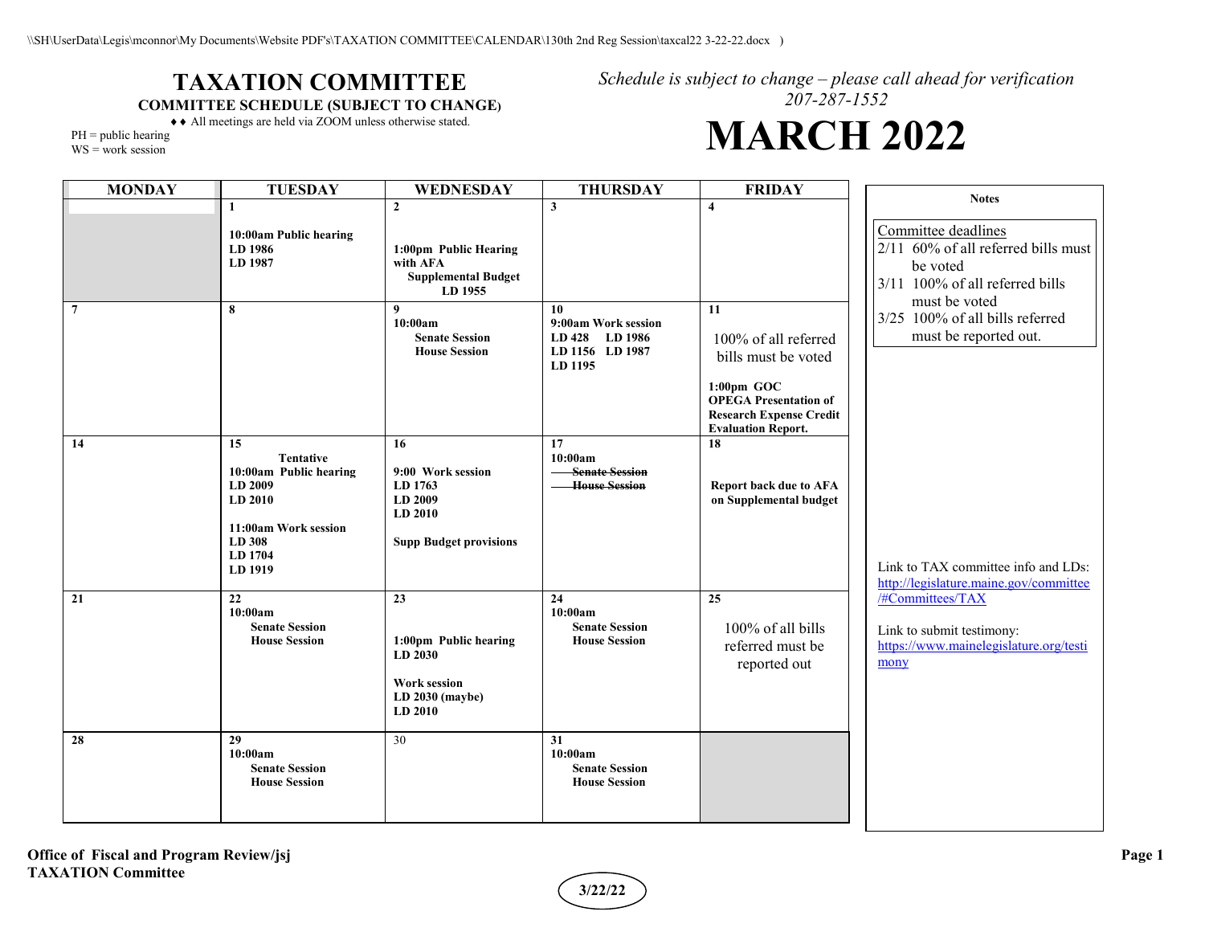\\SH\UserData\Legis\mconnor\My Documents\Website PDF's\TAXATION COMMITTEE\CALENDAR\130th 2nd Reg Session\taxcal22 3-22-22.docx )

# TAXATION COMMITTEE

**COMMITTEE SCHEDULE (SUBJECT TO CHANGE)**

♦♦ All meetings are held via ZOOM unless otherwise stated.

PH = public hearing
WS = work session

*Schedule is subject to change – please call ahead for verification*
*207-287-1552*

# MARCH 2022

| MONDAY | TUESDAY | WEDNESDAY | THURSDAY | FRIDAY |
|---|---|---|---|---|
| | **1**<br><br>**10:00am Public hearing**<br>**LD 1986**<br>**LD 1987** | **2**<br><br>**1:00pm Public Hearing with AFA**<br>**Supplemental Budget**<br>**LD 1955** | **3** | **4** |
| **7** | **8** | **9**<br>**10:00am**<br>**Senate Session**<br>**House Session** | **10**<br>**9:00am Work session**<br>**LD 428 LD 1986**<br>**LD 1156 LD 1987**<br>**LD 1195** | **11**<br><br>100% of all referred bills must be voted<br><br>**1:00pm GOC**<br>**OPEGA Presentation of Research Expense Credit Evaluation Report.** |
| **14** | **15**<br>**Tentative**<br>**10:00am Public hearing**<br>**LD 2009**<br>**LD 2010**<br><br>**11:00am Work session**<br>**LD 308**<br>**LD 1704**<br>**LD 1919** | **16**<br><br>**9:00 Work session**<br>**LD 1763**<br>**LD 2009**<br>**LD 2010**<br><br>**Supp Budget provisions** | **17**<br>**10:00am**<br>~~**Senate Session**~~<br>~~**House Session**~~ | **18**<br><br>**Report back due to AFA on Supplemental budget** |
| **21** | **22**<br>**10:00am**<br>**Senate Session**<br>**House Session** | **23**<br><br>**1:00pm Public hearing**<br>**LD 2030**<br><br>**Work session**<br>**LD 2030 (maybe)**<br>**LD 2010** | **24**<br>**10:00am**<br>**Senate Session**<br>**House Session** | **25**<br><br>100% of all bills referred must be reported out |
| **28** | **29**<br>**10:00am**<br>**Senate Session**<br>**House Session** | 30 | **31**<br>**10:00am**<br>**Senate Session**<br>**House Session** | |

**Notes**

Committee deadlines
- 2/11 60% of all referred bills must be voted
- 3/11 100% of all referred bills must be voted
- 3/25 100% of all bills referred must be reported out.

Link to TAX committee info and LDs: http://legislature.maine.gov/committee/#Committees/TAX

Link to submit testimony: https://www.mainelegislature.org/testimony

**Office of Fiscal and Program Review/jsj**
**TAXATION Committee**

**3/22/22**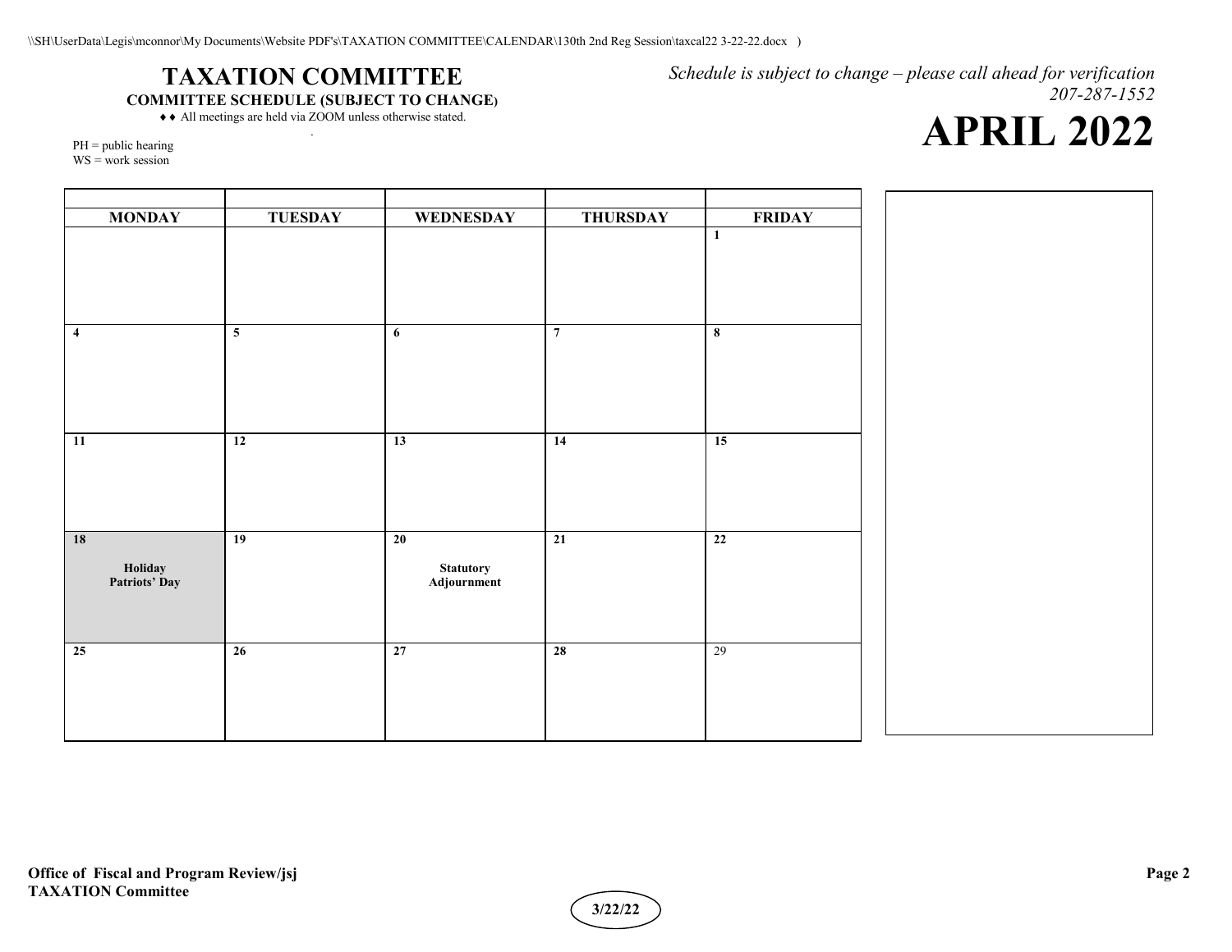\\SH\UserData\Legis\mconnor\My Documents\Website PDF's\TAXATION COMMITTEE\CALENDAR\130th 2nd Reg Session\taxcal22 3-22-22.docx )

# TAXATION COMMITTEE

**COMMITTEE SCHEDULE (SUBJECT TO CHANGE)**

♦♦ All meetings are held via ZOOM unless otherwise stated.

PH = public hearing
WS = work session

*Schedule is subject to change – please call ahead for verification*
*207-287-1552*

# APRIL 2022

| | | | | |
|---|---|---|---|---|
| **MONDAY** | **TUESDAY** | **WEDNESDAY** | **THURSDAY** | **FRIDAY** |
| | | | | **1** |
| **4** | **5** | **6** | **7** | **8** |
| **11** | **12** | **13** | **14** | **15** |
| **18** **Holiday Patriots' Day** | **19** | **20** **Statutory Adjournment** | **21** | **22** |
| **25** | **26** | **27** | **28** | 29 |

**Office of Fiscal and Program Review/jsj**
**TAXATION Committee**

**3/22/22**